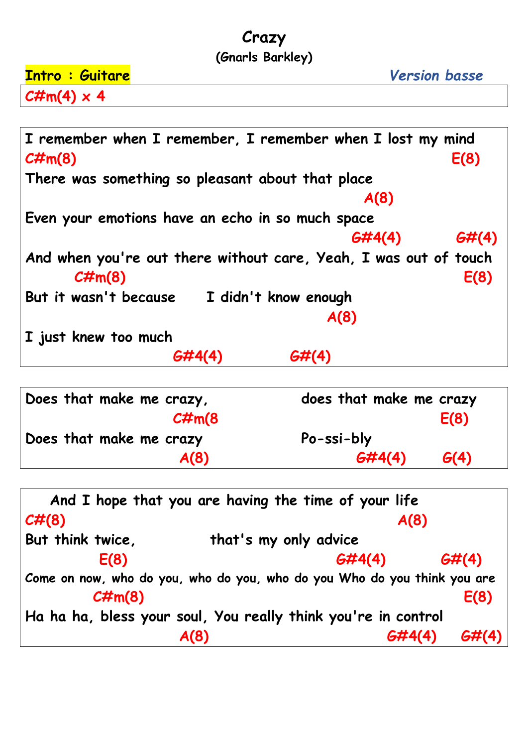# Crazy

### (Gnarls Barkley)

**Intro : Guitare** *Version basse*

**C#m(4) x 4**

---

I remember when I remember, I remember when I lost my mind
C#m(8) E(8)
There was something so pleasant about that place
A(8)
Even your emotions have an echo in so much space
G#4(4) G#(4)
And when you're out there without care, Yeah, I was out of touch
C#m(8) E(8)
But it wasn't because I didn't know enough
A(8)
I just knew too much
G#4(4) G#(4)

---

Does that make me crazy, does that make me crazy
C#m(8 E(8)
Does that make me crazy Po-ssi-bly
A(8) G#4(4) G(4)

---

And I hope that you are having the time of your life
C#(8) A(8)
But think twice, that's my only advice
E(8) G#4(4) G#(4)
Come on now, who do you, who do you, who do you Who do you think you are
C#m(8) E(8)
Ha ha ha, bless your soul, You really think you're in control
A(8) G#4(4) G#(4)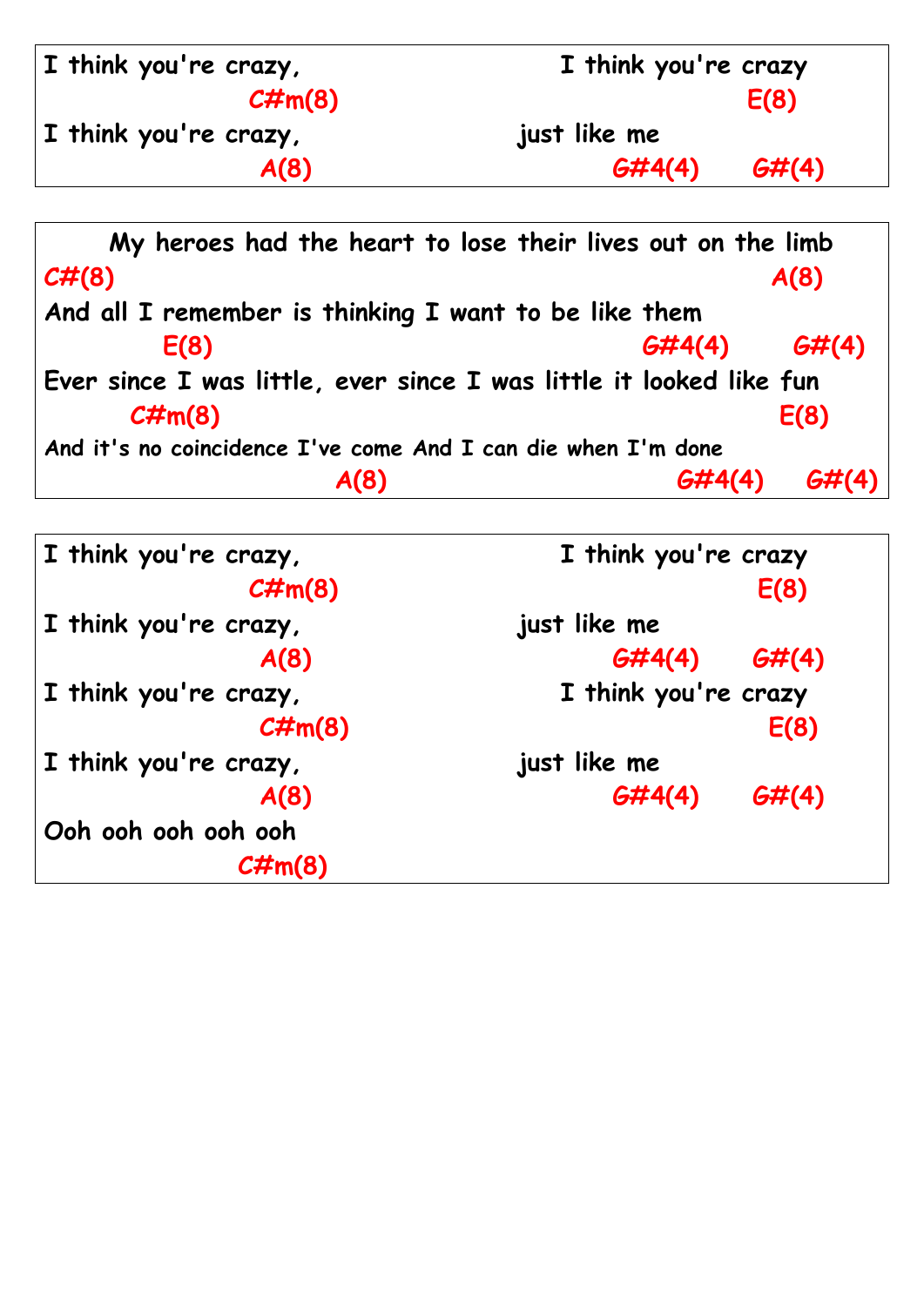```
I think you're crazy,                    I think you're crazy
              C#m(8)                                       E(8)
I think you're crazy,                just like me
               A(8)                          G#4(4)    G#(4)
```

```
     My heroes had the heart to lose their lives out on the limb
C#(8)                                                       A(8)
And all I remember is thinking I want to be like them
        E(8)                                          G#4(4)    G#(4)
Ever since I was little, ever since I was little it looked like fun
      C#m(8)                                                  E(8)
And it's no coincidence I've come And I can die when I'm done
                        A(8)                          G#4(4)    G#(4)
```

```
I think you're crazy,                    I think you're crazy
              C#m(8)                                        E(8)
I think you're crazy,                just like me
               A(8)                          G#4(4)    G#(4)
I think you're crazy,                    I think you're crazy
               C#m(8)                                        E(8)
I think you're crazy,                just like me
               A(8)                          G#4(4)    G#(4)
Ooh ooh ooh ooh ooh
              C#m(8)
```